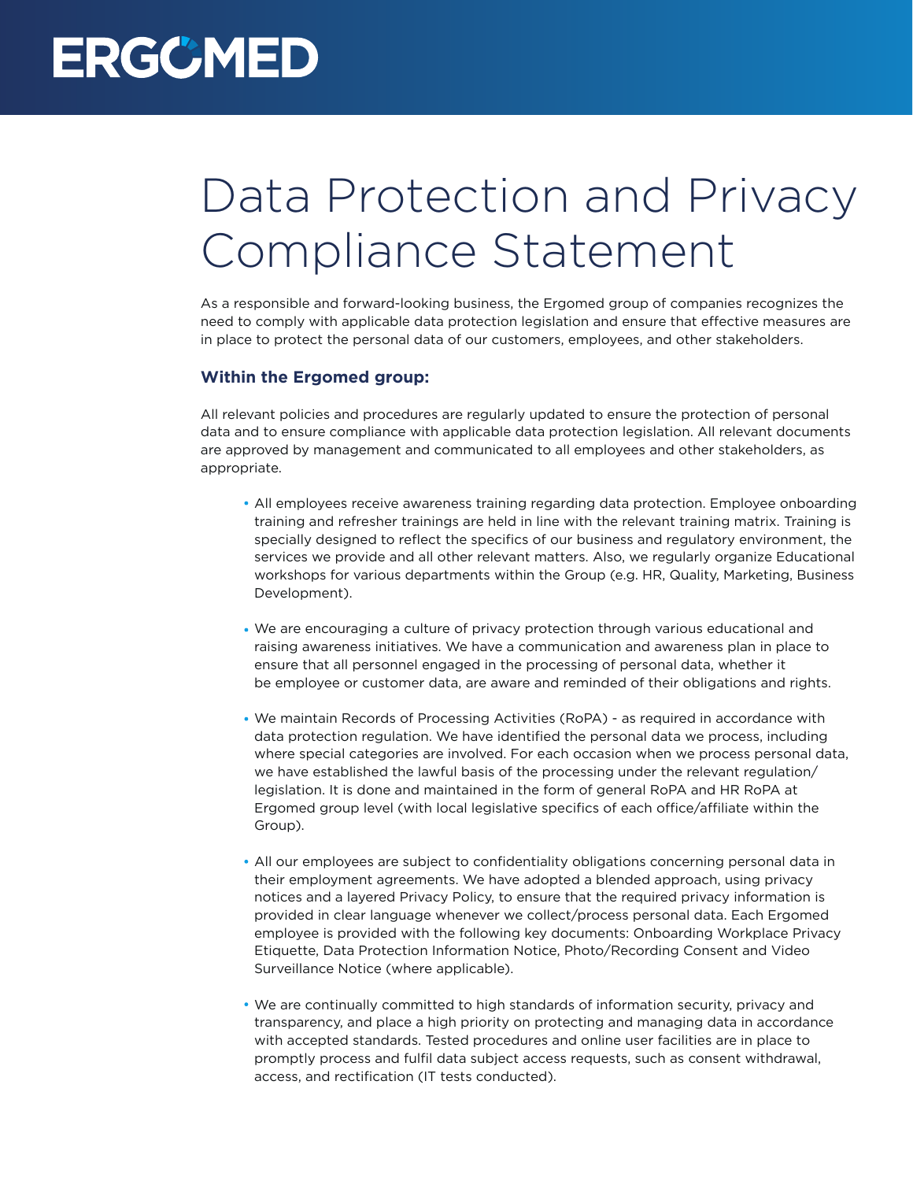ERGOMED

# Data Protection and Privacy Compliance Statement

As a responsible and forward-looking business, the Ergomed group of companies recognizes the need to comply with applicable data protection legislation and ensure that effective measures are in place to protect the personal data of our customers, employees, and other stakeholders.

## Within the Ergomed group:

All relevant policies and procedures are regularly updated to ensure the protection of personal data and to ensure compliance with applicable data protection legislation. All relevant documents are approved by management and communicated to all employees and other stakeholders, as appropriate.

- All employees receive awareness training regarding data protection. Employee onboarding training and refresher trainings are held in line with the relevant training matrix. Training is specially designed to reflect the specifics of our business and regulatory environment, the services we provide and all other relevant matters. Also, we regularly organize Educational workshops for various departments within the Group (e.g. HR, Quality, Marketing, Business Development).

- We are encouraging a culture of privacy protection through various educational and raising awareness initiatives. We have a communication and awareness plan in place to ensure that all personnel engaged in the processing of personal data, whether it be employee or customer data, are aware and reminded of their obligations and rights.

- We maintain Records of Processing Activities (RoPA) - as required in accordance with data protection regulation. We have identified the personal data we process, including where special categories are involved. For each occasion when we process personal data, we have established the lawful basis of the processing under the relevant regulation/legislation. It is done and maintained in the form of general RoPA and HR RoPA at Ergomed group level (with local legislative specifics of each office/affiliate within the Group).

- All our employees are subject to confidentiality obligations concerning personal data in their employment agreements. We have adopted a blended approach, using privacy notices and a layered Privacy Policy, to ensure that the required privacy information is provided in clear language whenever we collect/process personal data. Each Ergomed employee is provided with the following key documents: Onboarding Workplace Privacy Etiquette, Data Protection Information Notice, Photo/Recording Consent and Video Surveillance Notice (where applicable).

- We are continually committed to high standards of information security, privacy and transparency, and place a high priority on protecting and managing data in accordance with accepted standards. Tested procedures and online user facilities are in place to promptly process and fulfil data subject access requests, such as consent withdrawal, access, and rectification (IT tests conducted).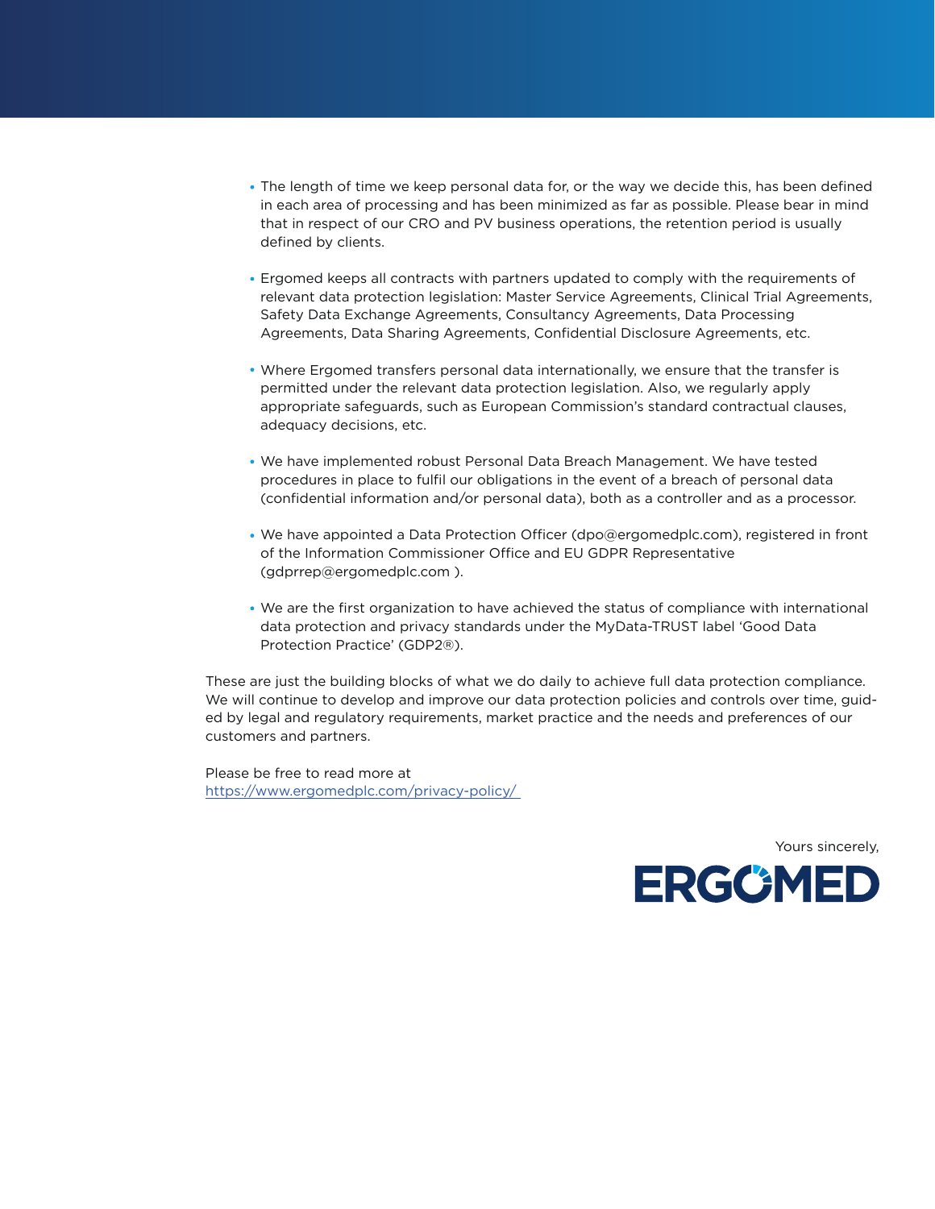- The length of time we keep personal data for, or the way we decide this, has been defined in each area of processing and has been minimized as far as possible. Please bear in mind that in respect of our CRO and PV business operations, the retention period is usually defined by clients.

- Ergomed keeps all contracts with partners updated to comply with the requirements of relevant data protection legislation: Master Service Agreements, Clinical Trial Agreements, Safety Data Exchange Agreements, Consultancy Agreements, Data Processing Agreements, Data Sharing Agreements, Confidential Disclosure Agreements, etc.

- Where Ergomed transfers personal data internationally, we ensure that the transfer is permitted under the relevant data protection legislation. Also, we regularly apply appropriate safeguards, such as European Commission's standard contractual clauses, adequacy decisions, etc.

- We have implemented robust Personal Data Breach Management. We have tested procedures in place to fulfil our obligations in the event of a breach of personal data (confidential information and/or personal data), both as a controller and as a processor.

- We have appointed a Data Protection Officer (dpo@ergomedplc.com), registered in front of the Information Commissioner Office and EU GDPR Representative (gdprrep@ergomedplc.com ).

- We are the first organization to have achieved the status of compliance with international data protection and privacy standards under the MyData-TRUST label 'Good Data Protection Practice' (GDP2®).

These are just the building blocks of what we do daily to achieve full data protection compliance. We will continue to develop and improve our data protection policies and controls over time, guided by legal and regulatory requirements, market practice and the needs and preferences of our customers and partners.

Please be free to read more at
https://www.ergomedplc.com/privacy-policy/

Yours sincerely,

ERGOMED